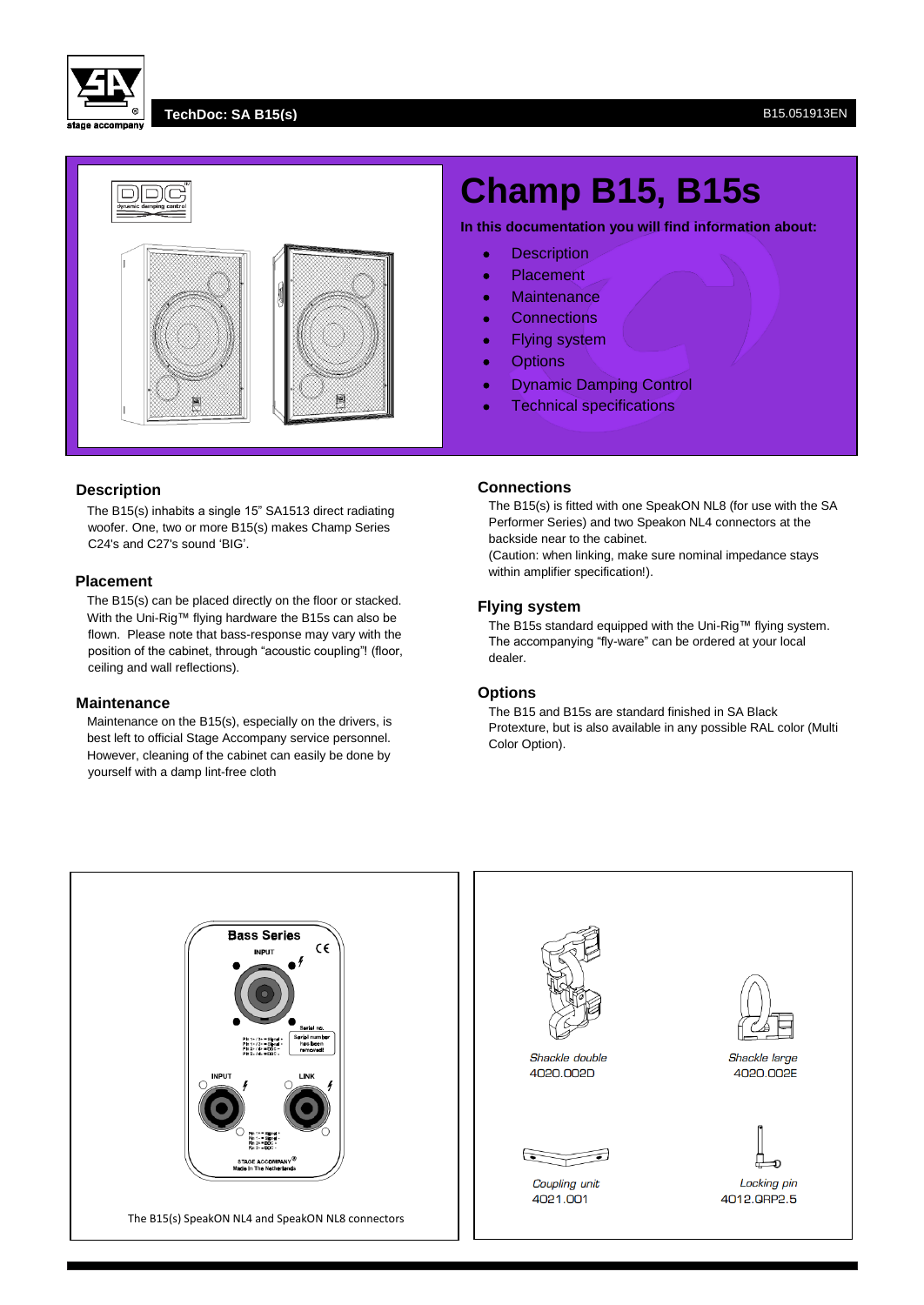# Champ B15, B15s

**In this documentation you will find information about:**

- Description
- Placement
- Maintenance
- Connections
- Flying system
- Options
- Dynamic Damping Control
- Technical specifications

## Description

The B15(s) inhabits a single 15" SA1513 direct radiating woofer. One, two or more B15(s) makes Champ Series C24's and C27's sound 'BIG'.

## Placement

The B15(s) can be placed directly on the floor or stacked. With the Uni-Rig™ flying hardware the B15s can also be flown. Please note that bass-response may vary with the position of the cabinet, through "acoustic coupling"! (floor, ceiling and wall reflections).

## Maintenance

Maintenance on the B15(s), especially on the drivers, is best left to official Stage Accompany service personnel. However, cleaning of the cabinet can easily be done by yourself with a damp lint-free cloth

## Connections

The B15(s) is fitted with one SpeakON NL8 (for use with the SA Performer Series) and two Speakon NL4 connectors at the backside near to the cabinet.
(Caution: when linking, make sure nominal impedance stays within amplifier specification!).

## Flying system

The B15s standard equipped with the Uni-Rig™ flying system. The accompanying "fly-ware" can be ordered at your local dealer.

## Options

The B15 and B15s are standard finished in SA Black Protexture, but is also available in any possible RAL color (Multi Color Option).

The B15(s) SpeakON NL4 and SpeakON NL8 connectors

*Shackle double*
4020.002D

*Shackle large*
4020.002E

*Coupling unit*
4021.001

*Locking pin*
4012.QRP2.5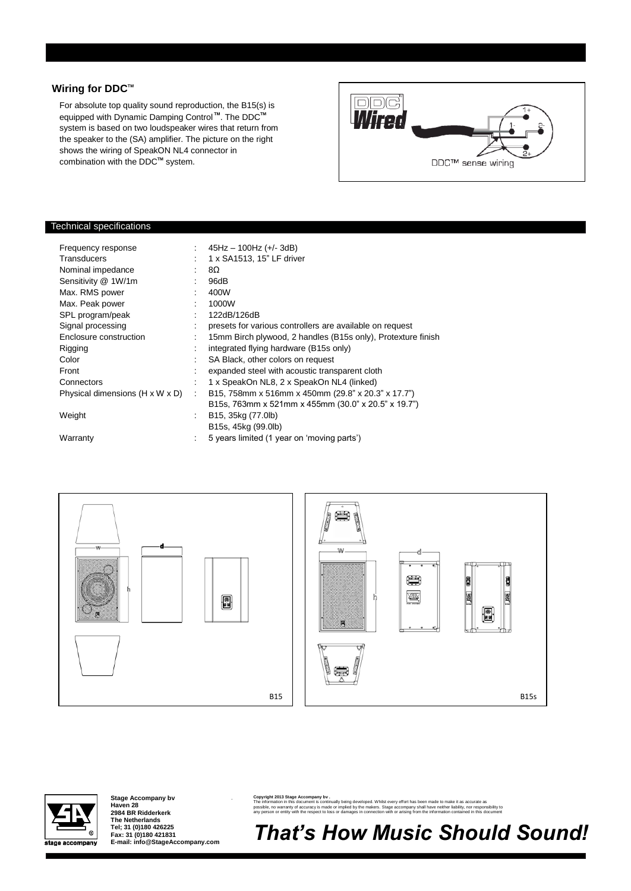## Wiring for DDC™

For absolute top quality sound reproduction, the B15(s) is equipped with Dynamic Damping Control™. The DDC™ system is based on two loudspeaker wires that return from the speaker to the (SA) amplifier. The picture on the right shows the wiring of SpeakON NL4 connector in combination with the DDC™ system.

DDC Wired

1+ 1- 2- 2+

DDC™ sense wiring

## Technical specifications

| | | |
|---|---|---|
| Frequency response | : | 45Hz – 100Hz (+/- 3dB) |
| Transducers | : | 1 x SA1513, 15" LF driver |
| Nominal impedance | : | 8Ω |
| Sensitivity @ 1W/1m | : | 96dB |
| Max. RMS power | : | 400W |
| Max. Peak power | : | 1000W |
| SPL program/peak | : | 122dB/126dB |
| Signal processing | : | presets for various controllers are available on request |
| Enclosure construction | : | 15mm Birch plywood, 2 handles (B15s only), Protexture finish |
| Rigging | : | integrated flying hardware (B15s only) |
| Color | : | SA Black, other colors on request |
| Front | : | expanded steel with acoustic transparent cloth |
| Connectors | : | 1 x SpeakOn NL8, 2 x SpeakOn NL4 (linked) |
| Physical dimensions (H x W x D) | : | B15, 758mm x 516mm x 450mm (29.8" x 20.3" x 17.7")<br>B15s, 763mm x 521mm x 455mm (30.0" x 20.5" x 19.7") |
| Weight | : | B15, 35kg (77.0lb)<br>B15s, 45kg (99.0lb) |
| Warranty | : | 5 years limited (1 year on 'moving parts') |

w
d
h

B15

w
d
h

B15s

**Stage Accompany bv**
**Haven 28**
**2984 BR Ridderkerk**
**The Netherlands**
**Tel; 31 (0)180 426225**
**Fax: 31 (0)180 421831**
**E-mail: info@StageAccompany.com**

**Copyright 2013 Stage Accompany bv .**
The information in this document is continually being developed. Whilst every effort has been made to make it as accurate as possible, no warranty of accuracy is made or implied by the makers. Stage accompany shall have neither liability, nor responsibility to any person or entity with the respect to loss or damages in connection with or arising from the information contained in this document

***That's How Music Should Sound!***